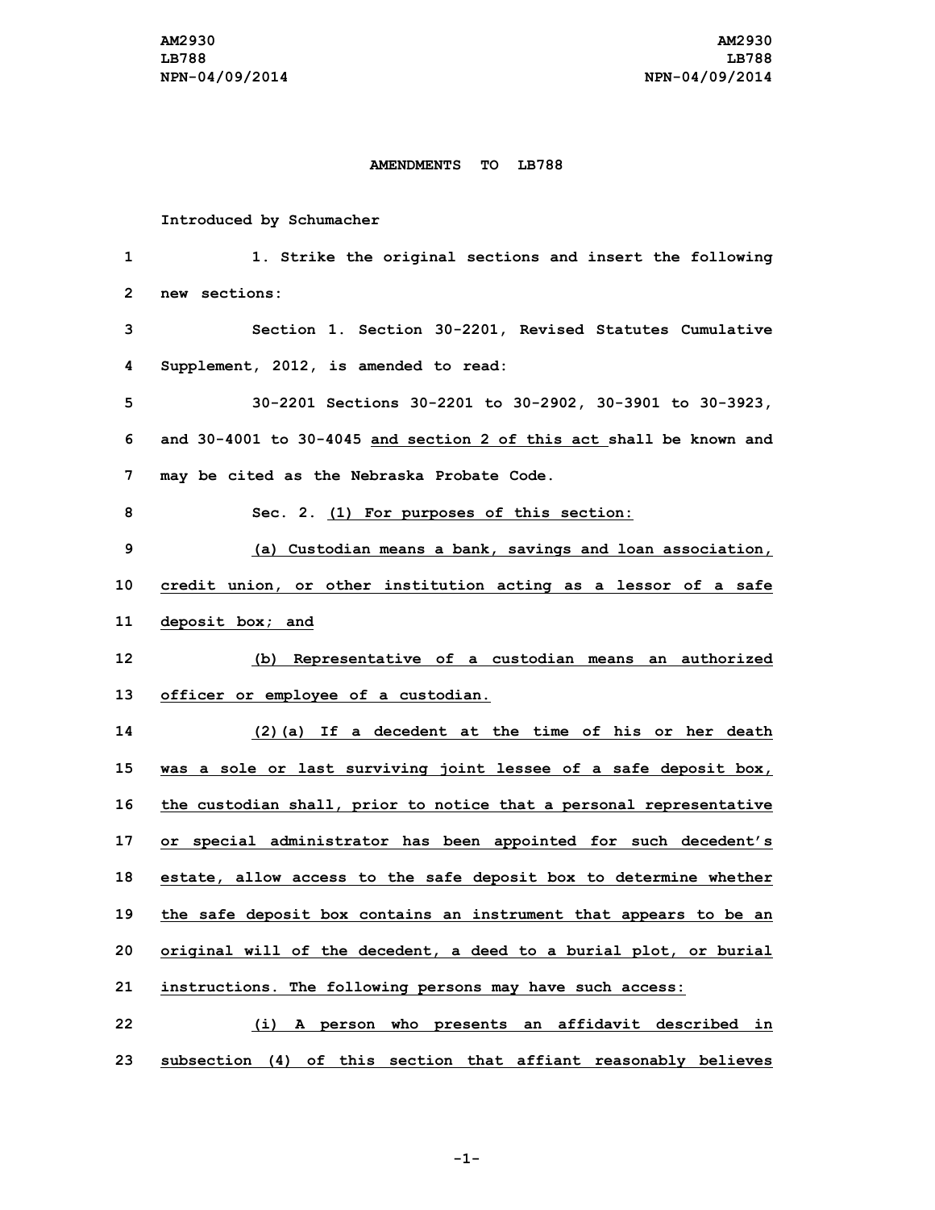AM2930
LB788
NPN-04/09/2014

**AMENDMENTS TO LB788**

Introduced by Schumacher

1. Strike the original sections and insert the following new sections:

Section 1. Section 30-2201, Revised Statutes Cumulative Supplement, 2012, is amended to read:

30-2201 Sections 30-2201 to 30-2902, 30-3901 to 30-3923, and 30-4001 to 30-4045 <u>and section 2 of this act</u> shall be known and may be cited as the Nebraska Probate Code.

Sec. 2. <u>(1) For purposes of this section:</u>

<u>(a) Custodian means a bank, savings and loan association, credit union, or other institution acting as a lessor of a safe deposit box; and</u>

<u>(b) Representative of a custodian means an authorized officer or employee of a custodian.</u>

<u>(2)(a) If a decedent at the time of his or her death was a sole or last surviving joint lessee of a safe deposit box, the custodian shall, prior to notice that a personal representative or special administrator has been appointed for such decedent's estate, allow access to the safe deposit box to determine whether the safe deposit box contains an instrument that appears to be an original will of the decedent, a deed to a burial plot, or burial instructions. The following persons may have such access:</u>

<u>(i) A person who presents an affidavit described in subsection (4) of this section that affiant reasonably believes</u>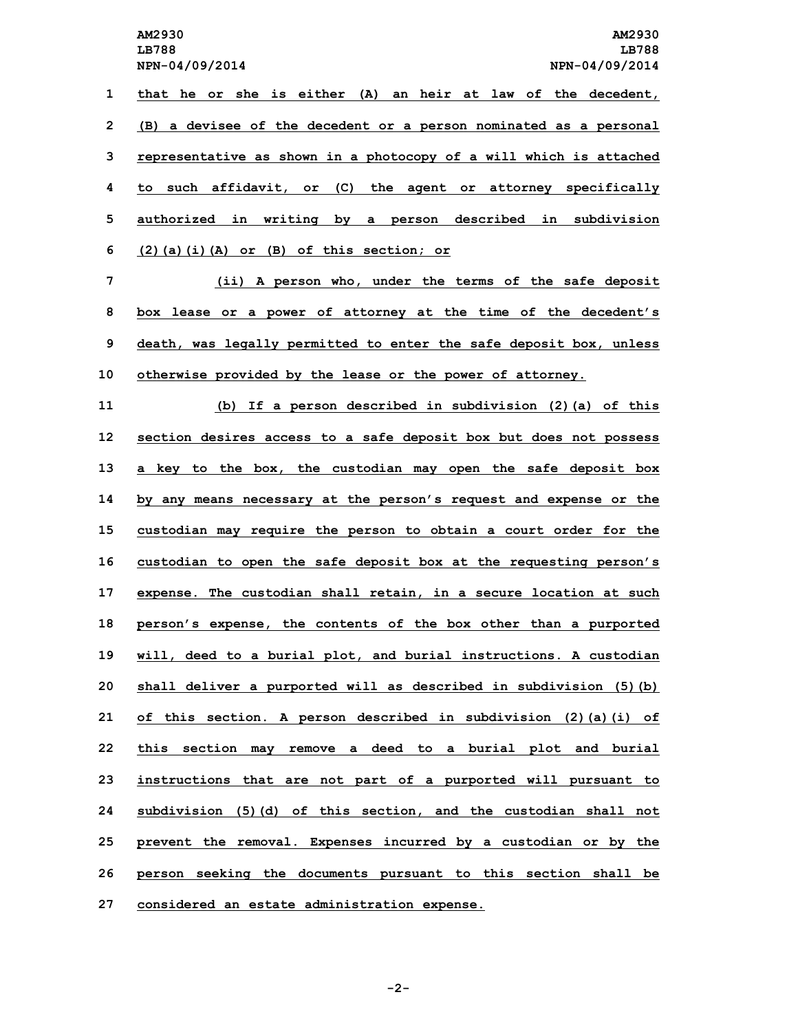that he or she is either (A) an heir at law of the decedent, (B) a devisee of the decedent or a person nominated as a personal representative as shown in a photocopy of a will which is attached to such affidavit, or (C) the agent or attorney specifically authorized in writing by a person described in subdivision (2)(a)(i)(A) or (B) of this section; or

(ii) A person who, under the terms of the safe deposit box lease or a power of attorney at the time of the decedent's death, was legally permitted to enter the safe deposit box, unless otherwise provided by the lease or the power of attorney.

(b) If a person described in subdivision (2)(a) of this section desires access to a safe deposit box but does not possess a key to the box, the custodian may open the safe deposit box by any means necessary at the person's request and expense or the custodian may require the person to obtain a court order for the custodian to open the safe deposit box at the requesting person's expense. The custodian shall retain, in a secure location at such person's expense, the contents of the box other than a purported will, deed to a burial plot, and burial instructions. A custodian shall deliver a purported will as described in subdivision (5)(b) of this section. A person described in subdivision (2)(a)(i) of this section may remove a deed to a burial plot and burial instructions that are not part of a purported will pursuant to subdivision (5)(d) of this section, and the custodian shall not prevent the removal. Expenses incurred by a custodian or by the person seeking the documents pursuant to this section shall be considered an estate administration expense.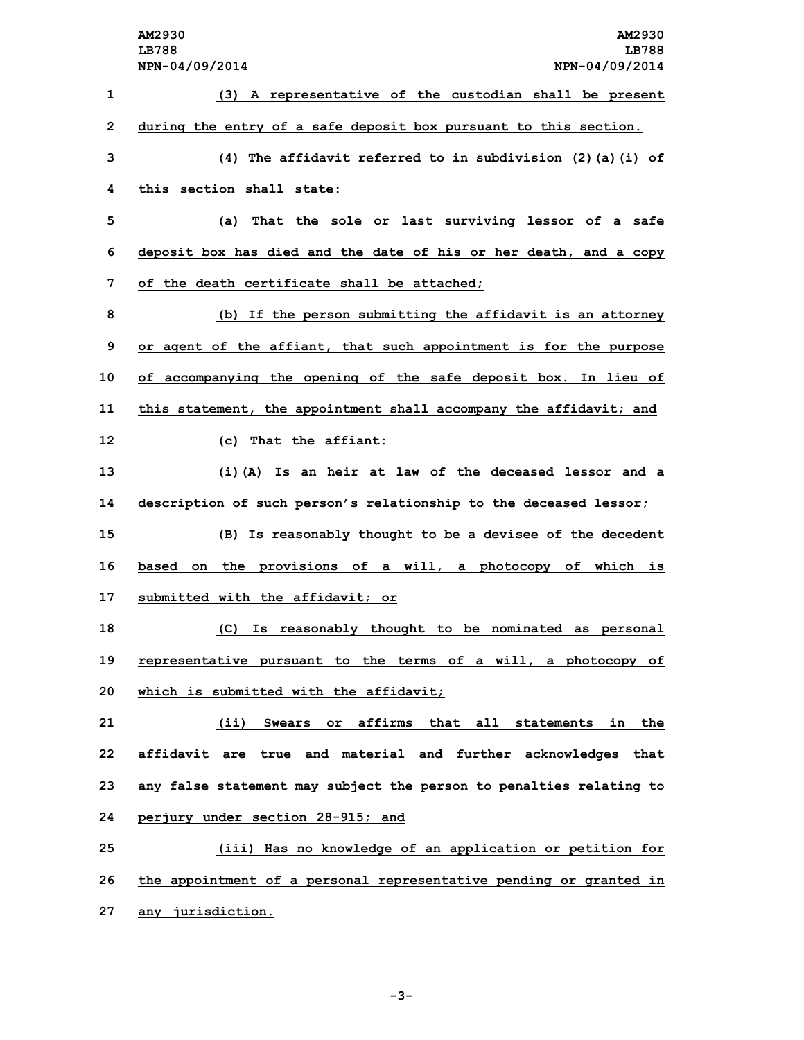(3) A representative of the custodian shall be present during the entry of a safe deposit box pursuant to this section.

(4) The affidavit referred to in subdivision (2)(a)(i) of this section shall state:

(a) That the sole or last surviving lessor of a safe deposit box has died and the date of his or her death, and a copy of the death certificate shall be attached;

(b) If the person submitting the affidavit is an attorney or agent of the affiant, that such appointment is for the purpose of accompanying the opening of the safe deposit box. In lieu of this statement, the appointment shall accompany the affidavit; and

(c) That the affiant:

(i)(A) Is an heir at law of the deceased lessor and a description of such person's relationship to the deceased lessor;

(B) Is reasonably thought to be a devisee of the decedent based on the provisions of a will, a photocopy of which is submitted with the affidavit; or

(C) Is reasonably thought to be nominated as personal representative pursuant to the terms of a will, a photocopy of which is submitted with the affidavit;

(ii) Swears or affirms that all statements in the affidavit are true and material and further acknowledges that any false statement may subject the person to penalties relating to perjury under section 28-915; and

(iii) Has no knowledge of an application or petition for the appointment of a personal representative pending or granted in any jurisdiction.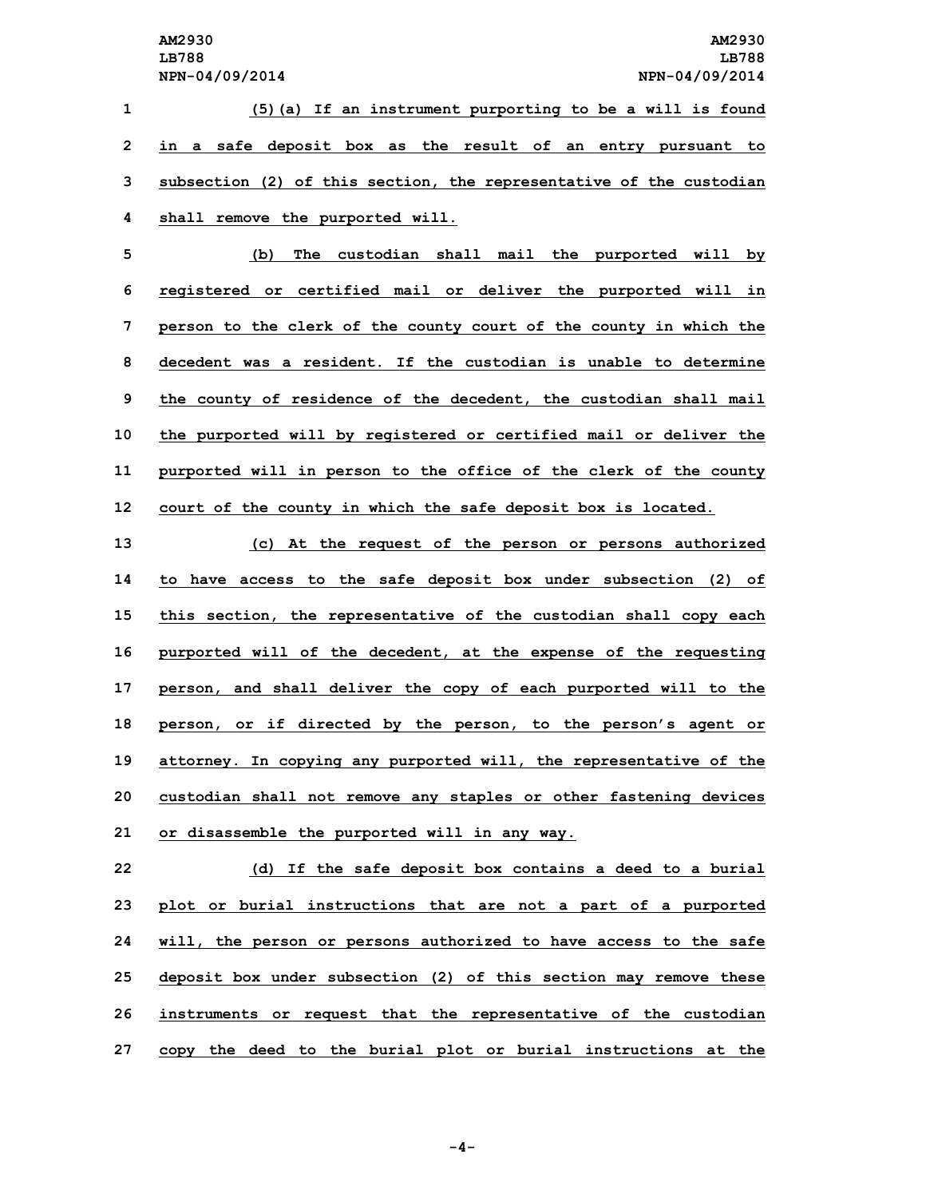(5)(a) If an instrument purporting to be a will is found in a safe deposit box as the result of an entry pursuant to subsection (2) of this section, the representative of the custodian shall remove the purported will.

(b) The custodian shall mail the purported will by registered or certified mail or deliver the purported will in person to the clerk of the county court of the county in which the decedent was a resident. If the custodian is unable to determine the county of residence of the decedent, the custodian shall mail the purported will by registered or certified mail or deliver the purported will in person to the office of the clerk of the county court of the county in which the safe deposit box is located.

(c) At the request of the person or persons authorized to have access to the safe deposit box under subsection (2) of this section, the representative of the custodian shall copy each purported will of the decedent, at the expense of the requesting person, and shall deliver the copy of each purported will to the person, or if directed by the person, to the person's agent or attorney. In copying any purported will, the representative of the custodian shall not remove any staples or other fastening devices or disassemble the purported will in any way.

(d) If the safe deposit box contains a deed to a burial plot or burial instructions that are not a part of a purported will, the person or persons authorized to have access to the safe deposit box under subsection (2) of this section may remove these instruments or request that the representative of the custodian copy the deed to the burial plot or burial instructions at the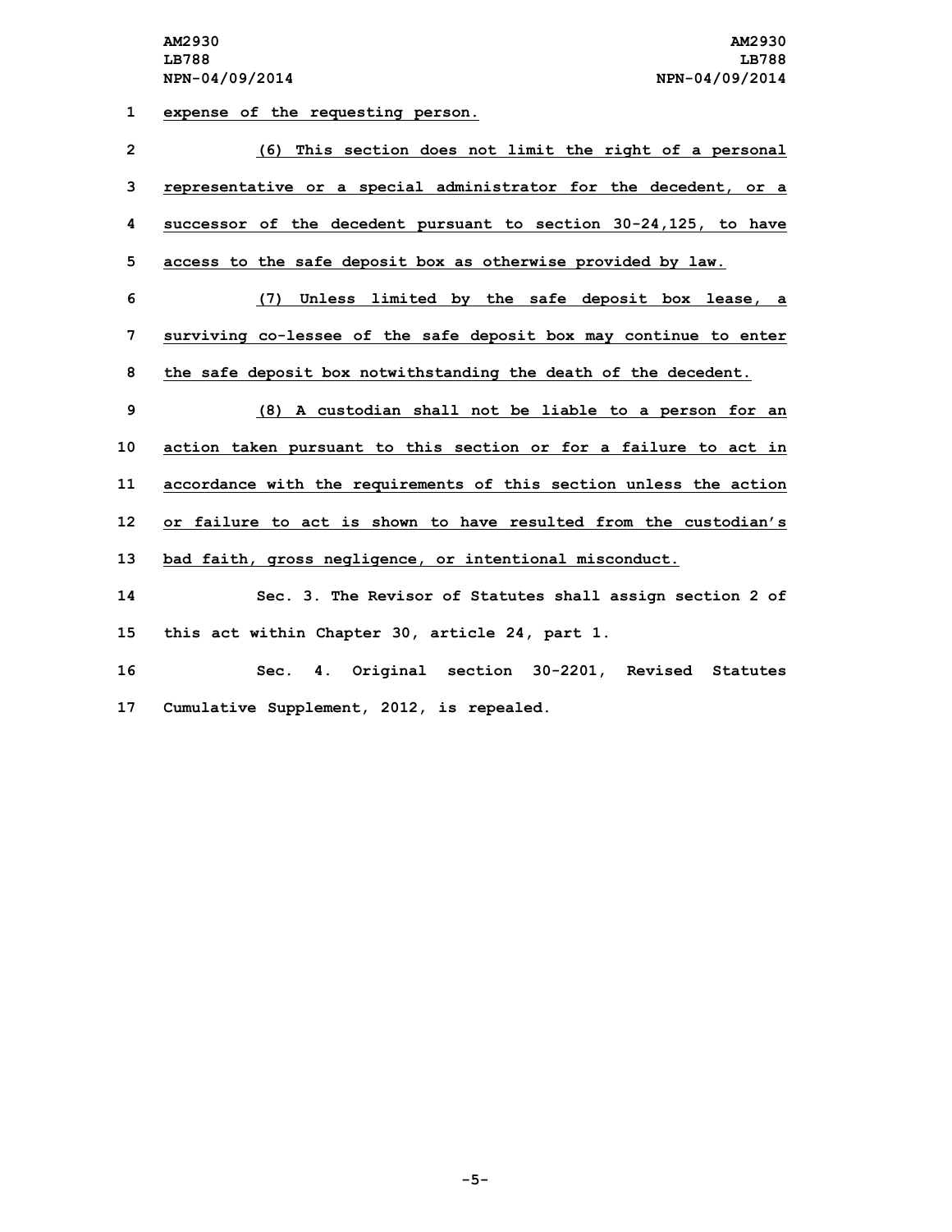expense of the requesting person.

(6) This section does not limit the right of a personal representative or a special administrator for the decedent, or a successor of the decedent pursuant to section 30-24,125, to have access to the safe deposit box as otherwise provided by law.

(7) Unless limited by the safe deposit box lease, a surviving co-lessee of the safe deposit box may continue to enter the safe deposit box notwithstanding the death of the decedent.

(8) A custodian shall not be liable to a person for an action taken pursuant to this section or for a failure to act in accordance with the requirements of this section unless the action or failure to act is shown to have resulted from the custodian's bad faith, gross negligence, or intentional misconduct.

Sec. 3. The Revisor of Statutes shall assign section 2 of this act within Chapter 30, article 24, part 1.

Sec. 4. Original section 30-2201, Revised Statutes Cumulative Supplement, 2012, is repealed.